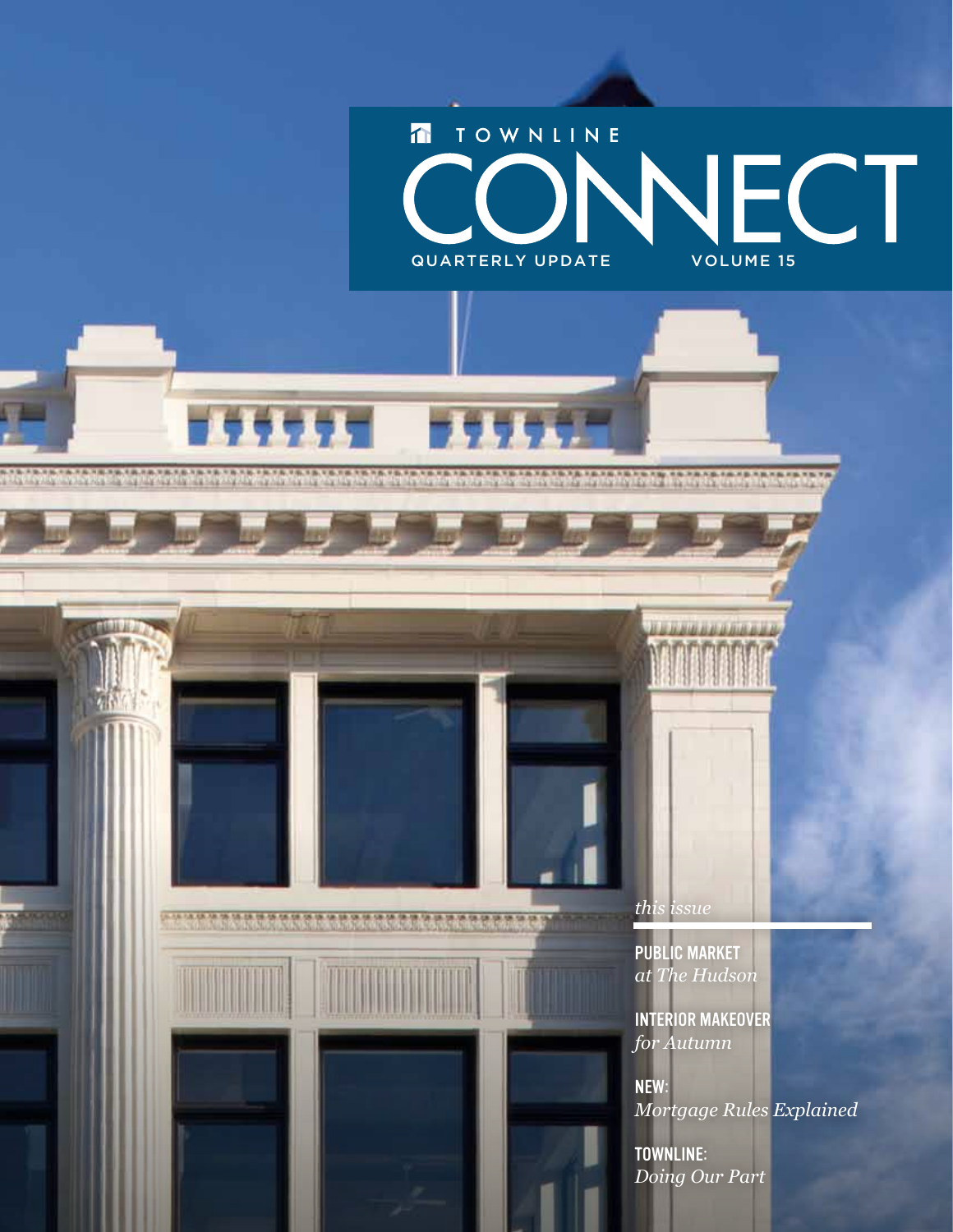TOWNLINE

# CONNECT

QUARTERLY UPDATE VOLUME 15

*this issue*

**PUBLIC MARKET**
*at The Hudson*

**INTERIOR MAKEOVER**
*for Autumn*

**NEW:**
*Mortgage Rules Explained*

**TOWNLINE:**
*Doing Our Part*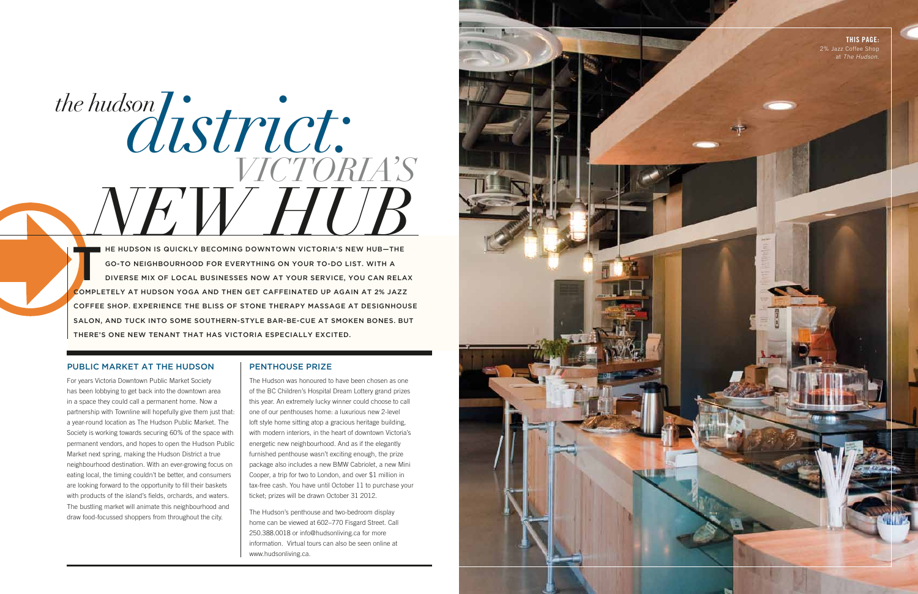# *the hudson district: VICTORIA'S NEW HUB*

THE HUDSON IS QUICKLY BECOMING DOWNTOWN VICTORIA'S NEW HUB—THE GO-TO NEIGHBOURHOOD FOR EVERYTHING ON YOUR TO-DO LIST. WITH A DIVERSE MIX OF LOCAL BUSINESSES NOW AT YOUR SERVICE, YOU CAN RELAX COMPLETELY AT HUDSON YOGA AND THEN GET CAFFEINATED UP AGAIN AT 2% JAZZ COFFEE SHOP. EXPERIENCE THE BLISS OF STONE THERAPY MASSAGE AT DESIGNHOUSE SALON, AND TUCK INTO SOME SOUTHERN-STYLE BAR-BE-CUE AT SMOKEN BONES. BUT THERE'S ONE NEW TENANT THAT HAS VICTORIA ESPECIALLY EXCITED.

## PUBLIC MARKET AT THE HUDSON

For years Victoria Downtown Public Market Society has been lobbying to get back into the downtown area in a space they could call a permanent home. Now a partnership with Townline will hopefully give them just that: a year-round location as The Hudson Public Market. The Society is working towards securing 60% of the space with permanent vendors, and hopes to open the Hudson Public Market next spring, making the Hudson District a true neighbourhood destination. With an ever-growing focus on eating local, the timing couldn't be better, and consumers are looking forward to the opportunity to fill their baskets with products of the island's fields, orchards, and waters. The bustling market will animate this neighbourhood and draw food-focussed shoppers from throughout the city.

## PENTHOUSE PRIZE

The Hudson was honoured to have been chosen as one of the BC Children's Hospital Dream Lottery grand prizes this year. An extremely lucky winner could choose to call one of our penthouses home: a luxurious new 2-level loft style home sitting atop a gracious heritage building, with modern interiors, in the heart of downtown Victoria's energetic new neighbourhood. And as if the elegantly furnished penthouse wasn't exciting enough, the prize package also includes a new BMW Cabriolet, a new Mini Cooper, a trip for two to London, and over $1 million in tax-free cash. You have until October 11 to purchase your ticket; prizes will be drawn October 31 2012.

The Hudson's penthouse and two-bedroom display home can be viewed at 602–770 Fisgard Street. Call 250.388.0018 or info@hudsonliving.ca for more information. Virtual tours can also be seen online at www.hudsonliving.ca.

**THIS PAGE:** *2% Jazz Coffee Shop at The Hudson.*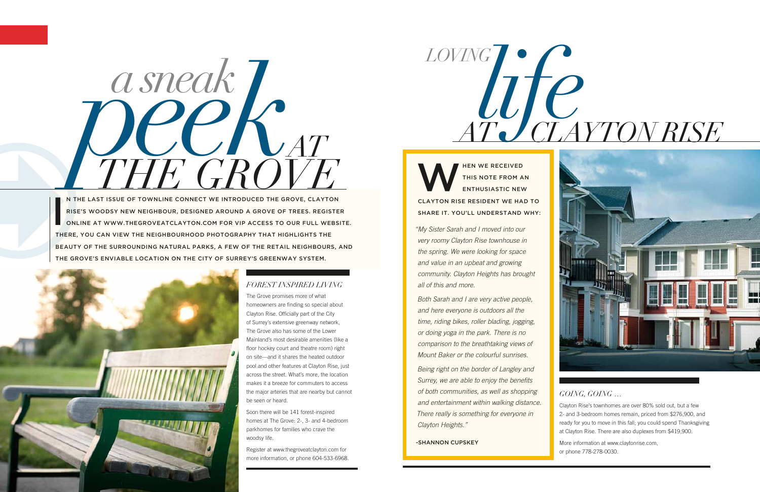# *a sneak peek AT THE GROVE*

IN THE LAST ISSUE OF TOWNLINE CONNECT WE INTRODUCED THE GROVE, CLAYTON RISE'S WOODSY NEW NEIGHBOUR, DESIGNED AROUND A GROVE OF TREES. REGISTER ONLINE AT WWW.THEGROVEATCLAYTON.COM FOR VIP ACCESS TO OUR FULL WEBSITE. THERE, YOU CAN VIEW THE NEIGHBOURHOOD PHOTOGRAPHY THAT HIGHLIGHTS THE BEAUTY OF THE SURROUNDING NATURAL PARKS, A FEW OF THE RETAIL NEIGHBOURS, AND THE GROVE'S ENVIABLE LOCATION ON THE CITY OF SURREY'S GREENWAY SYSTEM.

### *FOREST INSPIRED LIVING*

The Grove promises more of what homeowners are finding so special about Clayton Rise. Officially part of the City of Surrey's extensive greenway network, The Grove also has some of the Lower Mainland's most desirable amenities (like a floor hockey court and theatre room) right on site—and it shares the heated outdoor pool and other features at Clayton Rise, just across the street. What's more, the location makes it a breeze for commuters to access the major arteries that are nearby but cannot be seen or heard.

Soon there will be 141 forest-inspired homes at The Grove: 2-, 3- and 4-bedroom parkhomes for families who crave the woodsy life.

Register at www.thegroveatclayton.com for more information, or phone 604-533-6968.

# *LOVING life AT CLAYTON RISE*

WHEN WE RECEIVED THIS NOTE FROM AN ENTHUSIASTIC NEW CLAYTON RISE RESIDENT WE HAD TO SHARE IT. YOU'LL UNDERSTAND WHY:

*"My Sister Sarah and I moved into our very roomy Clayton Rise townhouse in the spring. We were looking for space and value in an upbeat and growing community. Clayton Heights has brought all of this and more.*

*Both Sarah and I are very active people, and here everyone is outdoors all the time, riding bikes, roller blading, jogging, or doing yoga in the park. There is no comparison to the breathtaking views of Mount Baker or the colourful sunrises.*

*Being right on the border of Langley and Surrey, we are able to enjoy the benefits of both communities, as well as shopping and entertainment within walking distance. There really is something for everyone in Clayton Heights."*

-SHANNON CUPSKEY

### *GOING, GOING …*

Clayton Rise's townhomes are over 80% sold out, but a few 2- and 3-bedroom homes remain, priced from $276,900, and ready for you to move in this fall; you could spend Thanksgiving at Clayton Rise. There are also duplexes from $419,900.

More information at www.claytonrise.com, or phone 778-278-0030.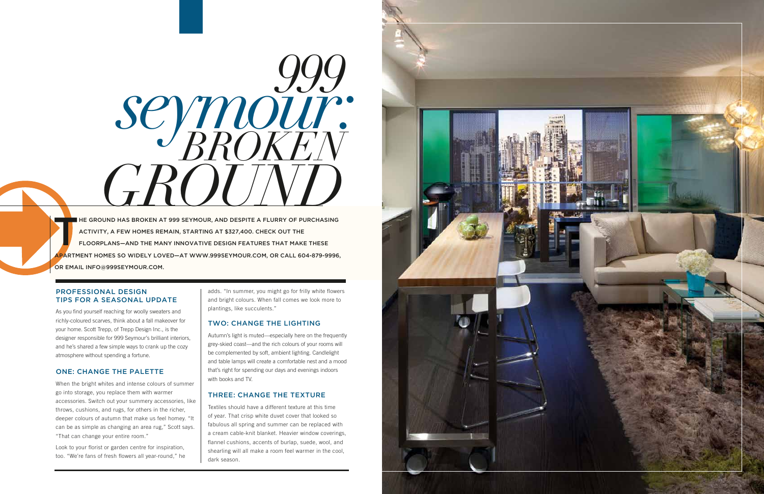# *999 seymour: BROKEN GROUND*

THE GROUND HAS BROKEN AT 999 SEYMOUR, AND DESPITE A FLURRY OF PURCHASING ACTIVITY, A FEW HOMES REMAIN, STARTING AT $327,400. CHECK OUT THE FLOORPLANS—AND THE MANY INNOVATIVE DESIGN FEATURES THAT MAKE THESE APARTMENT HOMES SO WIDELY LOVED—AT WWW.999SEYMOUR.COM, OR CALL 604-879-9996, OR EMAIL INFO@999SEYMOUR.COM.

## PROFESSIONAL DESIGN TIPS FOR A SEASONAL UPDATE

As you find yourself reaching for woolly sweaters and richly-coloured scarves, think about a fall makeover for your home. Scott Trepp, of Trepp Design Inc., is the designer responsible for 999 Seymour's brilliant interiors, and he's shared a few simple ways to crank up the cozy atmosphere without spending a fortune.

### ONE: CHANGE THE PALETTE

When the bright whites and intense colours of summer go into storage, you replace them with warmer accessories. Switch out your summery accessories, like throws, cushions, and rugs, for others in the richer, deeper colours of autumn that make us feel homey. "It can be as simple as changing an area rug," Scott says. "That can change your entire room."

Look to your florist or garden centre for inspiration, too. "We're fans of fresh flowers all year-round," he adds. "In summer, you might go for frilly white flowers and bright colours. When fall comes we look more to plantings, like succulents."

### TWO: CHANGE THE LIGHTING

Autumn's light is muted—especially here on the frequently grey-skied coast—and the rich colours of your rooms will be complemented by soft, ambient lighting. Candlelight and table lamps will create a comfortable nest and a mood that's right for spending our days and evenings indoors with books and TV.

### THREE: CHANGE THE TEXTURE

Textiles should have a different texture at this time of year. That crisp white duvet cover that looked so fabulous all spring and summer can be replaced with a cream cable-knit blanket. Heavier window coverings, flannel cushions, accents of burlap, suede, wool, and shearling will all make a room feel warmer in the cool, dark season.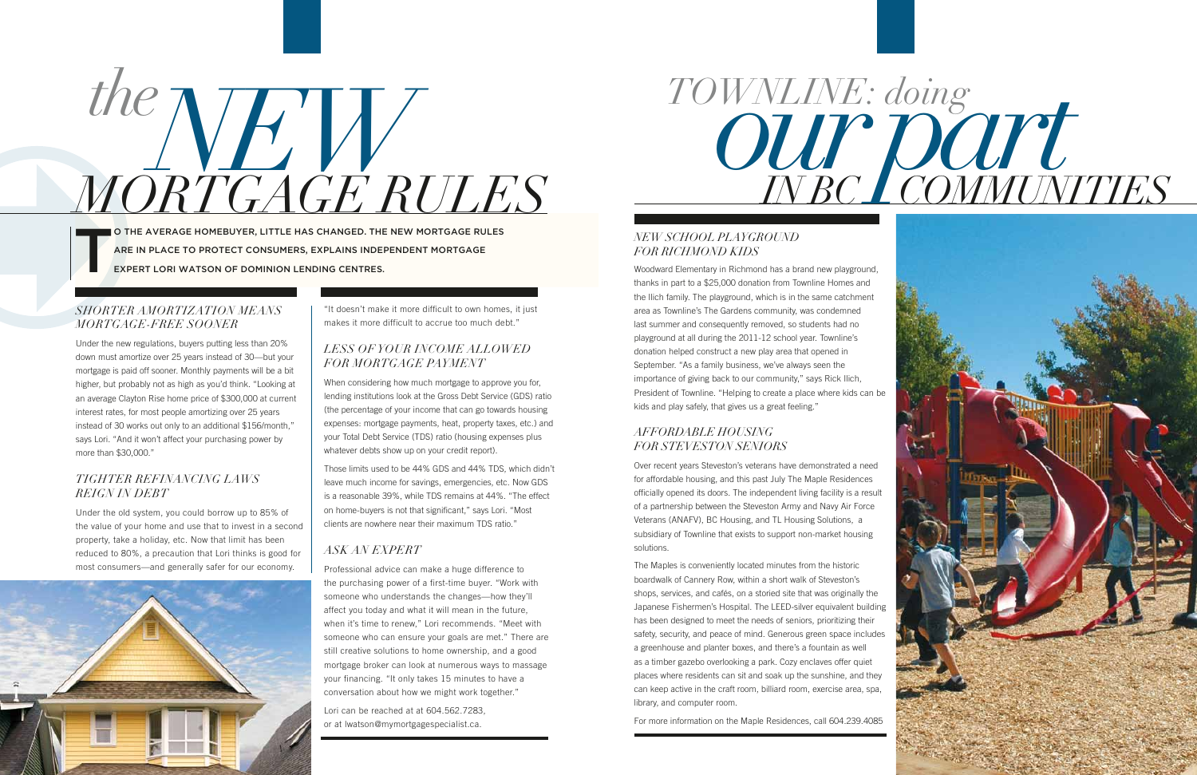# the NEW MORTGAGE RULES

TO THE AVERAGE HOMEBUYER, LITTLE HAS CHANGED. THE NEW MORTGAGE RULES ARE IN PLACE TO PROTECT CONSUMERS, EXPLAINS INDEPENDENT MORTGAGE EXPERT LORI WATSON OF DOMINION LENDING CENTRES.

## SHORTER AMORTIZATION MEANS MORTGAGE-FREE SOONER

Under the new regulations, buyers putting less than 20% down must amortize over 25 years instead of 30—but your mortgage is paid off sooner. Monthly payments will be a bit higher, but probably not as high as you'd think. "Looking at an average Clayton Rise home price of $300,000 at current interest rates, for most people amortizing over 25 years instead of 30 works out only to an additional $156/month," says Lori. "And it won't affect your purchasing power by more than $30,000."

## TIGHTER REFINANCING LAWS REIGN IN DEBT

Under the old system, you could borrow up to 85% of the value of your home and use that to invest in a second property, take a holiday, etc. Now that limit has been reduced to 80%, a precaution that Lori thinks is good for most consumers—and generally safer for our economy.

"It doesn't make it more difficult to own homes, it just makes it more difficult to accrue too much debt."

## LESS OF YOUR INCOME ALLOWED FOR MORTGAGE PAYMENT

When considering how much mortgage to approve you for, lending institutions look at the Gross Debt Service (GDS) ratio (the percentage of your income that can go towards housing expenses: mortgage payments, heat, property taxes, etc.) and your Total Debt Service (TDS) ratio (housing expenses plus whatever debts show up on your credit report).

Those limits used to be 44% GDS and 44% TDS, which didn't leave much income for savings, emergencies, etc. Now GDS is a reasonable 39%, while TDS remains at 44%. "The effect on home-buyers is not that significant," says Lori. "Most clients are nowhere near their maximum TDS ratio."

## ASK AN EXPERT

Professional advice can make a huge difference to the purchasing power of a first-time buyer. "Work with someone who understands the changes—how they'll affect you today and what it will mean in the future, when it's time to renew," Lori recommends. "Meet with someone who can ensure your goals are met." There are still creative solutions to home ownership, and a good mortgage broker can look at numerous ways to massage your financing. "It only takes 15 minutes to have a conversation about how we might work together."

Lori can be reached at at 604.562.7283, or at lwatson@mymortgagespecialist.ca.

# TOWNLINE: doing our part IN BC COMMUNITIES

## NEW SCHOOL PLAYGROUND FOR RICHMOND KIDS

Woodward Elementary in Richmond has a brand new playground, thanks in part to a $25,000 donation from Townline Homes and the Ilich family. The playground, which is in the same catchment area as Townline's The Gardens community, was condemned last summer and consequently removed, so students had no playground at all during the 2011-12 school year. Townline's donation helped construct a new play area that opened in September. "As a family business, we've always seen the importance of giving back to our community," says Rick Ilich, President of Townline. "Helping to create a place where kids can be kids and play safely, that gives us a great feeling."

## AFFORDABLE HOUSING FOR STEVESTON SENIORS

Over recent years Steveston's veterans have demonstrated a need for affordable housing, and this past July The Maple Residences officially opened its doors. The independent living facility is a result of a partnership between the Steveston Army and Navy Air Force Veterans (ANAFV), BC Housing, and TL Housing Solutions, a subsidiary of Townline that exists to support non-market housing solutions.

The Maples is conveniently located minutes from the historic boardwalk of Cannery Row, within a short walk of Steveston's shops, services, and cafés, on a storied site that was originally the Japanese Fishermen's Hospital. The LEED-silver equivalent building has been designed to meet the needs of seniors, prioritizing their safety, security, and peace of mind. Generous green space includes a greenhouse and planter boxes, and there's a fountain as well as a timber gazebo overlooking a park. Cozy enclaves offer quiet places where residents can sit and soak up the sunshine, and they can keep active in the craft room, billiard room, exercise area, spa, library, and computer room.

For more information on the Maple Residences, call 604.239.4085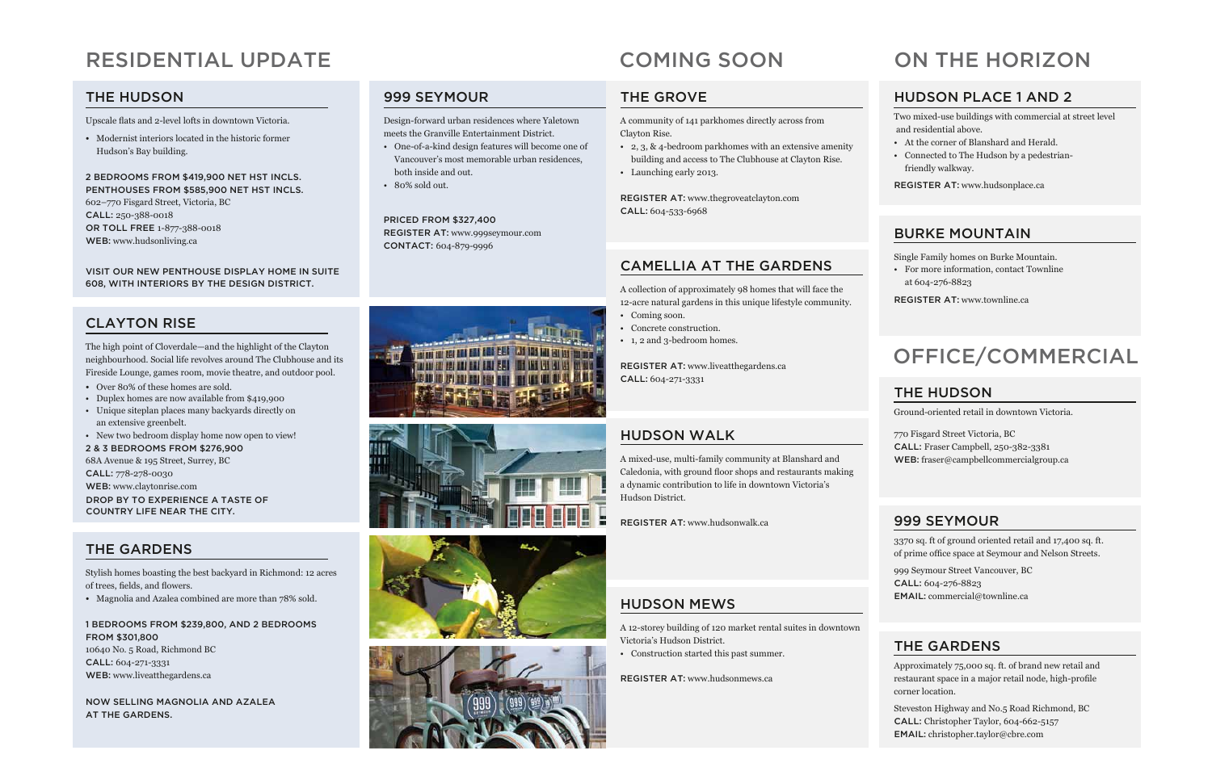# RESIDENTIAL UPDATE

## THE HUDSON

Upscale flats and 2-level lofts in downtown Victoria.

- Modernist interiors located in the historic former Hudson's Bay building.

**2 BEDROOMS FROM $419,900 NET HST INCLS.**
**PENTHOUSES FROM $585,900 NET HST INCLS.**
602–770 Fisgard Street, Victoria, BC
**CALL:** 250-388-0018
**OR TOLL FREE** 1-877-388-0018
**WEB:** www.hudsonliving.ca

**VISIT OUR NEW PENTHOUSE DISPLAY HOME IN SUITE 608, WITH INTERIORS BY THE DESIGN DISTRICT.**

## CLAYTON RISE

The high point of Cloverdale—and the highlight of the Clayton neighbourhood. Social life revolves around The Clubhouse and its Fireside Lounge, games room, movie theatre, and outdoor pool.

- Over 80% of these homes are sold.
- Duplex homes are now available from $419,900
- Unique siteplan places many backyards directly on an extensive greenbelt.
- New two bedroom display home now open to view!

**2 & 3 BEDROOMS FROM $276,900**
68A Avenue & 195 Street, Surrey, BC
**CALL:** 778-278-0030
**WEB:** www.claytonrise.com
**DROP BY TO EXPERIENCE A TASTE OF COUNTRY LIFE NEAR THE CITY.**

## THE GARDENS

Stylish homes boasting the best backyard in Richmond: 12 acres of trees, fields, and flowers.

- Magnolia and Azalea combined are more than 78% sold.

**1 BEDROOMS FROM $239,800, AND 2 BEDROOMS FROM $301,800**
10640 No. 5 Road, Richmond BC
**CALL:** 604-271-3331
**WEB:** www.liveatthegardens.ca

**NOW SELLING MAGNOLIA AND AZALEA AT THE GARDENS.**

## 999 SEYMOUR

Design-forward urban residences where Yaletown meets the Granville Entertainment District.

- One-of-a-kind design features will become one of Vancouver's most memorable urban residences, both inside and out.
- 80% sold out.

**PRICED FROM $327,400**
**REGISTER AT:** www.999seymour.com
**CONTACT:** 604-879-9996

# COMING SOON

## THE GROVE

A community of 141 parkhomes directly across from Clayton Rise.

- 2, 3, & 4-bedroom parkhomes with an extensive amenity building and access to The Clubhouse at Clayton Rise.
- Launching early 2013.

**REGISTER AT:** www.thegroveatclayton.com
**CALL:** 604-533-6968

## CAMELLIA AT THE GARDENS

A collection of approximately 98 homes that will face the 12-acre natural gardens in this unique lifestyle community.

- Coming soon.
- Concrete construction.
- 1, 2 and 3-bedroom homes.

**REGISTER AT:** www.liveatthegardens.ca
**CALL:** 604-271-3331

## HUDSON WALK

A mixed-use, multi-family community at Blanshard and Caledonia, with ground floor shops and restaurants making a dynamic contribution to life in downtown Victoria's Hudson District.

**REGISTER AT:** www.hudsonwalk.ca

## HUDSON MEWS

A 12-storey building of 120 market rental suites in downtown Victoria's Hudson District.

- Construction started this past summer.

**REGISTER AT:** www.hudsonmews.ca

# ON THE HORIZON

## HUDSON PLACE 1 AND 2

Two mixed-use buildings with commercial at street level and residential above.

- At the corner of Blanshard and Herald.
- Connected to The Hudson by a pedestrian-friendly walkway.

**REGISTER AT:** www.hudsonplace.ca

## BURKE MOUNTAIN

Single Family homes on Burke Mountain.

- For more information, contact Townline at 604-276-8823

**REGISTER AT:** www.townline.ca

# OFFICE/COMMERCIAL

## THE HUDSON

Ground-oriented retail in downtown Victoria.

770 Fisgard Street Victoria, BC
**CALL:** Fraser Campbell, 250-382-3381
**WEB:** fraser@campbellcommercialgroup.ca

## 999 SEYMOUR

3370 sq. ft of ground oriented retail and 17,400 sq. ft. of prime office space at Seymour and Nelson Streets.

999 Seymour Street Vancouver, BC
**CALL:** 604-276-8823
**EMAIL:** commercial@townline.ca

## THE GARDENS

Approximately 75,000 sq. ft. of brand new retail and restaurant space in a major retail node, high-profile corner location.

Steveston Highway and No.5 Road Richmond, BC
**CALL:** Christopher Taylor, 604-662-5157
**EMAIL:** christopher.taylor@cbre.com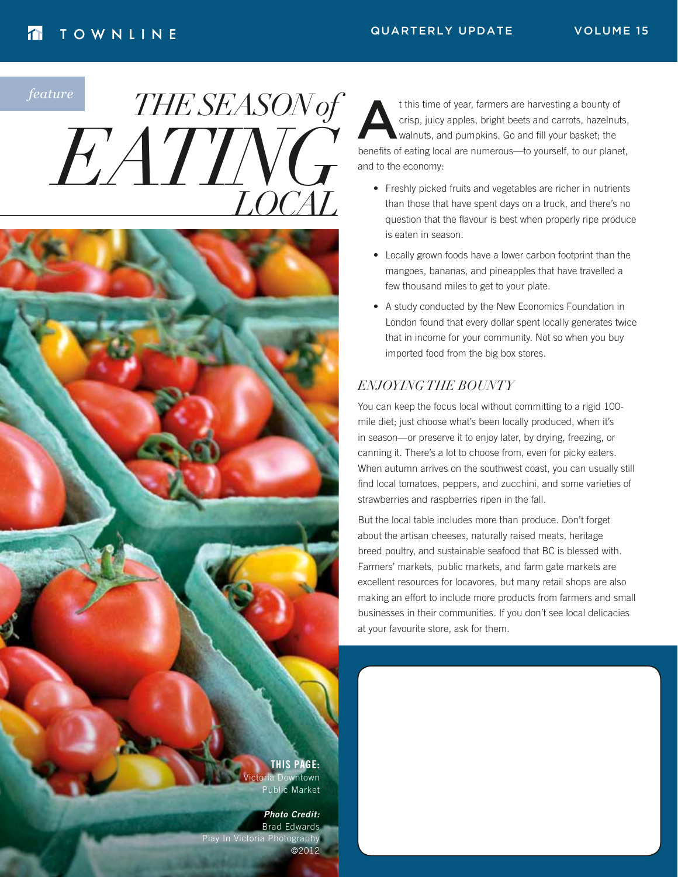*feature*

# THE SEASON *of* EATING LOCAL

At this time of year, farmers are harvesting a bounty of crisp, juicy apples, bright beets and carrots, hazelnuts, walnuts, and pumpkins. Go and fill your basket; the benefits of eating local are numerous—to yourself, to our planet, and to the economy:

- Freshly picked fruits and vegetables are richer in nutrients than those that have spent days on a truck, and there's no question that the flavour is best when properly ripe produce is eaten in season.
- Locally grown foods have a lower carbon footprint than the mangoes, bananas, and pineapples that have travelled a few thousand miles to get to your plate.
- A study conducted by the New Economics Foundation in London found that every dollar spent locally generates twice that in income for your community. Not so when you buy imported food from the big box stores.

## *ENJOYING THE BOUNTY*

You can keep the focus local without committing to a rigid 100-mile diet; just choose what's been locally produced, when it's in season—or preserve it to enjoy later, by drying, freezing, or canning it. There's a lot to choose from, even for picky eaters. When autumn arrives on the southwest coast, you can usually still find local tomatoes, peppers, and zucchini, and some varieties of strawberries and raspberries ripen in the fall.

But the local table includes more than produce. Don't forget about the artisan cheeses, naturally raised meats, heritage breed poultry, and sustainable seafood that BC is blessed with. Farmers' markets, public markets, and farm gate markets are excellent resources for locavores, but many retail shops are also making an effort to include more products from farmers and small businesses in their communities. If you don't see local delicacies at your favourite store, ask for them.

**THIS PAGE:**
Victoria Downtown Public Market

***Photo Credit:***
Brad Edwards
Play In Victoria Photography
©2012